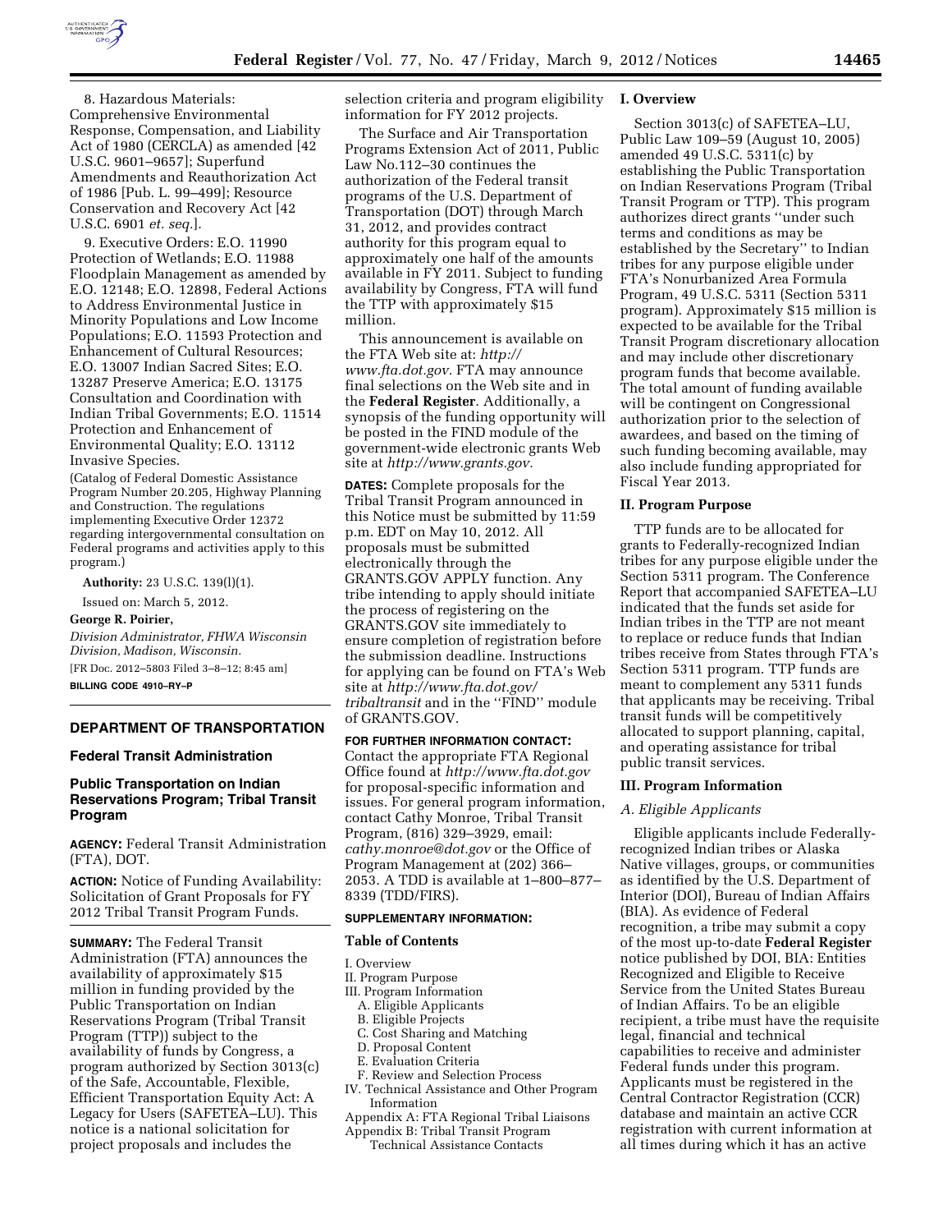8. Hazardous Materials: Comprehensive Environmental Response, Compensation, and Liability Act of 1980 (CERCLA) as amended [42 U.S.C. 9601–9657]; Superfund Amendments and Reauthorization Act of 1986 [Pub. L. 99–499]; Resource Conservation and Recovery Act [42 U.S.C. 6901 *et. seq.*].

9. Executive Orders: E.O. 11990 Protection of Wetlands; E.O. 11988 Floodplain Management as amended by E.O. 12148; E.O. 12898, Federal Actions to Address Environmental Justice in Minority Populations and Low Income Populations; E.O. 11593 Protection and Enhancement of Cultural Resources; E.O. 13007 Indian Sacred Sites; E.O. 13287 Preserve America; E.O. 13175 Consultation and Coordination with Indian Tribal Governments; E.O. 11514 Protection and Enhancement of Environmental Quality; E.O. 13112 Invasive Species.

(Catalog of Federal Domestic Assistance Program Number 20.205, Highway Planning and Construction. The regulations implementing Executive Order 12372 regarding intergovernmental consultation on Federal programs and activities apply to this program.)

**Authority:** 23 U.S.C. 139(l)(1).

Issued on: March 5, 2012.

**George R. Poirier,**

*Division Administrator, FHWA Wisconsin Division, Madison, Wisconsin.*

[FR Doc. 2012–5803 Filed 3–8–12; 8:45 am]

**BILLING CODE 4910–RY–P**

---

## DEPARTMENT OF TRANSPORTATION

### Federal Transit Administration

### Public Transportation on Indian Reservations Program; Tribal Transit Program

**AGENCY:** Federal Transit Administration (FTA), DOT.

**ACTION:** Notice of Funding Availability: Solicitation of Grant Proposals for FY 2012 Tribal Transit Program Funds.

**SUMMARY:** The Federal Transit Administration (FTA) announces the availability of approximately $15 million in funding provided by the Public Transportation on Indian Reservations Program (Tribal Transit Program (TTP)) subject to the availability of funds by Congress, a program authorized by Section 3013(c) of the Safe, Accountable, Flexible, Efficient Transportation Equity Act: A Legacy for Users (SAFETEA–LU). This notice is a national solicitation for project proposals and includes the selection criteria and program eligibility information for FY 2012 projects.

The Surface and Air Transportation Programs Extension Act of 2011, Public Law No.112–30 continues the authorization of the Federal transit programs of the U.S. Department of Transportation (DOT) through March 31, 2012, and provides contract authority for this program equal to approximately one half of the amounts available in FY 2011. Subject to funding availability by Congress, FTA will fund the TTP with approximately $15 million.

This announcement is available on the FTA Web site at: *http://www.fta.dot.gov.* FTA may announce final selections on the Web site and in the **Federal Register**. Additionally, a synopsis of the funding opportunity will be posted in the FIND module of the government-wide electronic grants Web site at *http://www.grants.gov.*

**DATES:** Complete proposals for the Tribal Transit Program announced in this Notice must be submitted by 11:59 p.m. EDT on May 10, 2012. All proposals must be submitted electronically through the GRANTS.GOV APPLY function. Any tribe intending to apply should initiate the process of registering on the GRANTS.GOV site immediately to ensure completion of registration before the submission deadline. Instructions for applying can be found on FTA's Web site at *http://www.fta.dot.gov/tribaltransit* and in the ''FIND'' module of GRANTS.GOV.

**FOR FURTHER INFORMATION CONTACT:** Contact the appropriate FTA Regional Office found at *http://www.fta.dot.gov* for proposal-specific information and issues. For general program information, contact Cathy Monroe, Tribal Transit Program, (816) 329–3929, email: *cathy.monroe@dot.gov* or the Office of Program Management at (202) 366–2053. A TDD is available at 1–800–877–8339 (TDD/FIRS).

**SUPPLEMENTARY INFORMATION:**

**Table of Contents**

I. Overview
II. Program Purpose
III. Program Information
  A. Eligible Applicants
  B. Eligible Projects
  C. Cost Sharing and Matching
  D. Proposal Content
  E. Evaluation Criteria
  F. Review and Selection Process
IV. Technical Assistance and Other Program Information
Appendix A: FTA Regional Tribal Liaisons
Appendix B: Tribal Transit Program Technical Assistance Contacts

## I. Overview

Section 3013(c) of SAFETEA–LU, Public Law 109–59 (August 10, 2005) amended 49 U.S.C. 5311(c) by establishing the Public Transportation on Indian Reservations Program (Tribal Transit Program or TTP). This program authorizes direct grants ''under such terms and conditions as may be established by the Secretary'' to Indian tribes for any purpose eligible under FTA's Nonurbanized Area Formula Program, 49 U.S.C. 5311 (Section 5311 program). Approximately $15 million is expected to be available for the Tribal Transit Program discretionary allocation and may include other discretionary program funds that become available. The total amount of funding available will be contingent on Congressional authorization prior to the selection of awardees, and based on the timing of such funding becoming available, may also include funding appropriated for Fiscal Year 2013.

## II. Program Purpose

TTP funds are to be allocated for grants to Federally-recognized Indian tribes for any purpose eligible under the Section 5311 program. The Conference Report that accompanied SAFETEA–LU indicated that the funds set aside for Indian tribes in the TTP are not meant to replace or reduce funds that Indian tribes receive from States through FTA's Section 5311 program. TTP funds are meant to complement any 5311 funds that applicants may be receiving. Tribal transit funds will be competitively allocated to support planning, capital, and operating assistance for tribal public transit services.

## III. Program Information

### *A. Eligible Applicants*

Eligible applicants include Federally-recognized Indian tribes or Alaska Native villages, groups, or communities as identified by the U.S. Department of Interior (DOI), Bureau of Indian Affairs (BIA). As evidence of Federal recognition, a tribe may submit a copy of the most up-to-date **Federal Register** notice published by DOI, BIA: Entities Recognized and Eligible to Receive Service from the United States Bureau of Indian Affairs. To be an eligible recipient, a tribe must have the requisite legal, financial and technical capabilities to receive and administer Federal funds under this program. Applicants must be registered in the Central Contractor Registration (CCR) database and maintain an active CCR registration with current information at all times during which it has an active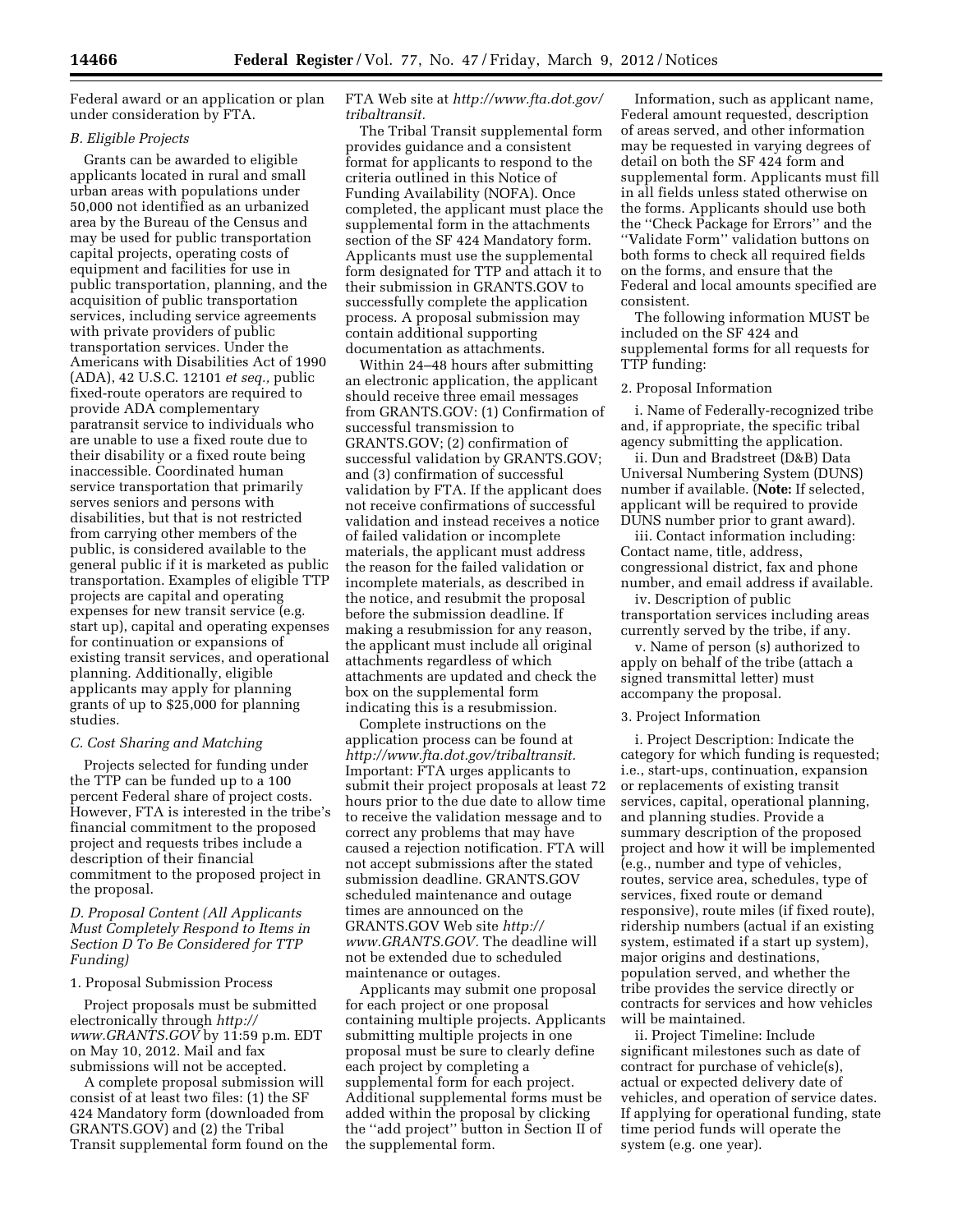Federal award or an application or plan under consideration by FTA.

*B. Eligible Projects*

Grants can be awarded to eligible applicants located in rural and small urban areas with populations under 50,000 not identified as an urbanized area by the Bureau of the Census and may be used for public transportation capital projects, operating costs of equipment and facilities for use in public transportation, planning, and the acquisition of public transportation services, including service agreements with private providers of public transportation services. Under the Americans with Disabilities Act of 1990 (ADA), 42 U.S.C. 12101 *et seq.,* public fixed-route operators are required to provide ADA complementary paratransit service to individuals who are unable to use a fixed route due to their disability or a fixed route being inaccessible. Coordinated human service transportation that primarily serves seniors and persons with disabilities, but that is not restricted from carrying other members of the public, is considered available to the general public if it is marketed as public transportation. Examples of eligible TTP projects are capital and operating expenses for new transit service (e.g. start up), capital and operating expenses for continuation or expansions of existing transit services, and operational planning. Additionally, eligible applicants may apply for planning grants of up to $25,000 for planning studies.

*C. Cost Sharing and Matching*

Projects selected for funding under the TTP can be funded up to a 100 percent Federal share of project costs. However, FTA is interested in the tribe's financial commitment to the proposed project and requests tribes include a description of their financial commitment to the proposed project in the proposal.

*D. Proposal Content (All Applicants Must Completely Respond to Items in Section D To Be Considered for TTP Funding)*

1. Proposal Submission Process

Project proposals must be submitted electronically through *http://www.GRANTS.GOV* by 11:59 p.m. EDT on May 10, 2012. Mail and fax submissions will not be accepted.

A complete proposal submission will consist of at least two files: (1) the SF 424 Mandatory form (downloaded from GRANTS.GOV) and (2) the Tribal Transit supplemental form found on the FTA Web site at *http://www.fta.dot.gov/tribaltransit.*

The Tribal Transit supplemental form provides guidance and a consistent format for applicants to respond to the criteria outlined in this Notice of Funding Availability (NOFA). Once completed, the applicant must place the supplemental form in the attachments section of the SF 424 Mandatory form. Applicants must use the supplemental form designated for TTP and attach it to their submission in GRANTS.GOV to successfully complete the application process. A proposal submission may contain additional supporting documentation as attachments.

Within 24–48 hours after submitting an electronic application, the applicant should receive three email messages from GRANTS.GOV: (1) Confirmation of successful transmission to GRANTS.GOV; (2) confirmation of successful validation by GRANTS.GOV; and (3) confirmation of successful validation by FTA. If the applicant does not receive confirmations of successful validation and instead receives a notice of failed validation or incomplete materials, the applicant must address the reason for the failed validation or incomplete materials, as described in the notice, and resubmit the proposal before the submission deadline. If making a resubmission for any reason, the applicant must include all original attachments regardless of which attachments are updated and check the box on the supplemental form indicating this is a resubmission.

Complete instructions on the application process can be found at *http://www.fta.dot.gov/tribaltransit.* Important: FTA urges applicants to submit their project proposals at least 72 hours prior to the due date to allow time to receive the validation message and to correct any problems that may have caused a rejection notification. FTA will not accept submissions after the stated submission deadline. GRANTS.GOV scheduled maintenance and outage times are announced on the GRANTS.GOV Web site *http://www.GRANTS.GOV.* The deadline will not be extended due to scheduled maintenance or outages.

Applicants may submit one proposal for each project or one proposal containing multiple projects. Applicants submitting multiple projects in one proposal must be sure to clearly define each project by completing a supplemental form for each project. Additional supplemental forms must be added within the proposal by clicking the ''add project'' button in Section II of the supplemental form.

Information, such as applicant name, Federal amount requested, description of areas served, and other information may be requested in varying degrees of detail on both the SF 424 form and supplemental form. Applicants must fill in all fields unless stated otherwise on the forms. Applicants should use both the ''Check Package for Errors'' and the ''Validate Form'' validation buttons on both forms to check all required fields on the forms, and ensure that the Federal and local amounts specified are consistent.

The following information MUST be included on the SF 424 and supplemental forms for all requests for TTP funding:

2. Proposal Information

i. Name of Federally-recognized tribe and, if appropriate, the specific tribal agency submitting the application.

ii. Dun and Bradstreet (D&B) Data Universal Numbering System (DUNS) number if available. (**Note:** If selected, applicant will be required to provide DUNS number prior to grant award).

iii. Contact information including: Contact name, title, address, congressional district, fax and phone number, and email address if available.

iv. Description of public transportation services including areas currently served by the tribe, if any.

v. Name of person (s) authorized to apply on behalf of the tribe (attach a signed transmittal letter) must accompany the proposal.

3. Project Information

i. Project Description: Indicate the category for which funding is requested; i.e., start-ups, continuation, expansion or replacements of existing transit services, capital, operational planning, and planning studies. Provide a summary description of the proposed project and how it will be implemented (e.g., number and type of vehicles, routes, service area, schedules, type of services, fixed route or demand responsive), route miles (if fixed route), ridership numbers (actual if an existing system, estimated if a start up system), major origins and destinations, population served, and whether the tribe provides the service directly or contracts for services and how vehicles will be maintained.

ii. Project Timeline: Include significant milestones such as date of contract for purchase of vehicle(s), actual or expected delivery date of vehicles, and operation of service dates. If applying for operational funding, state time period funds will operate the system (e.g. one year).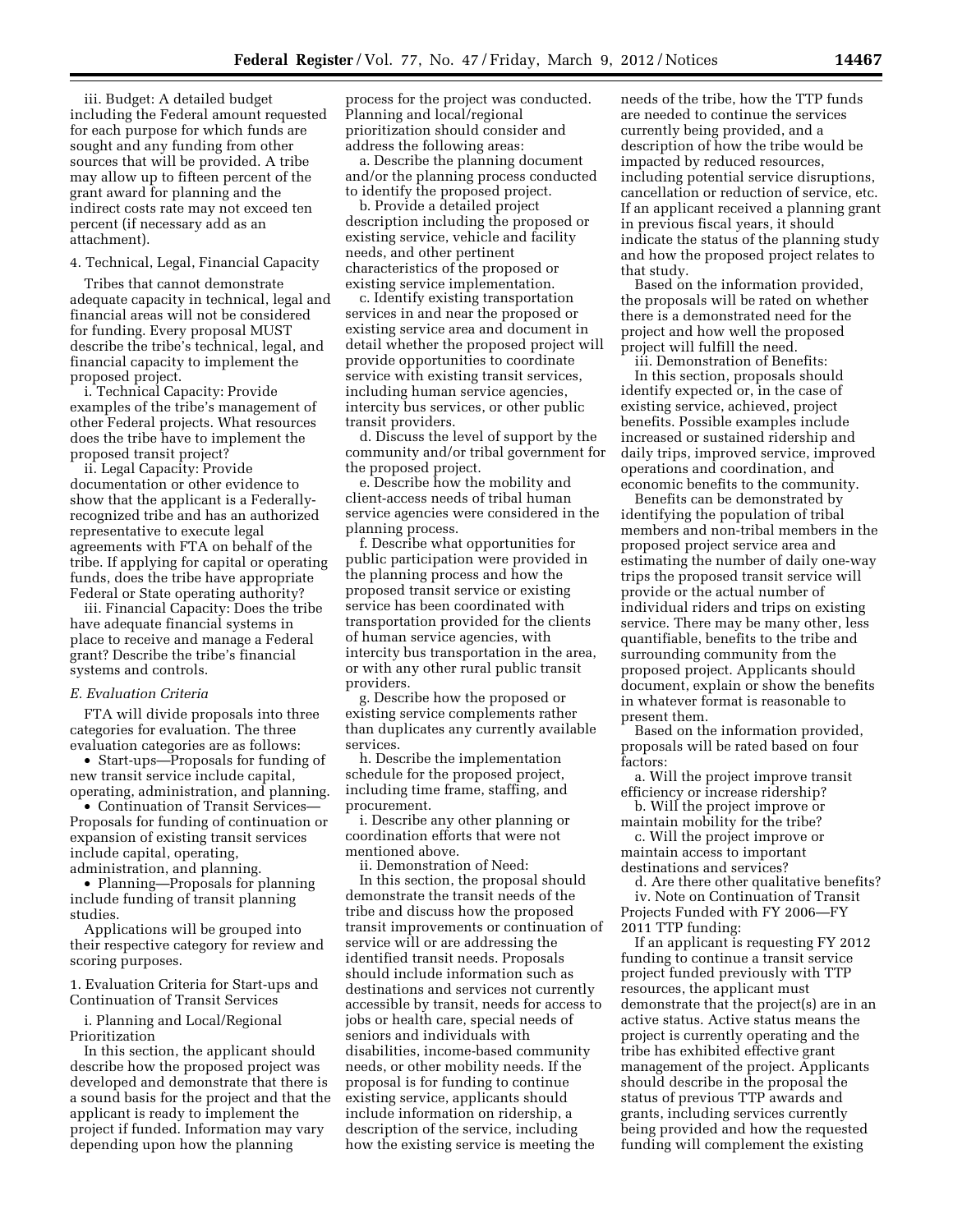iii. Budget: A detailed budget including the Federal amount requested for each purpose for which funds are sought and any funding from other sources that will be provided. A tribe may allow up to fifteen percent of the grant award for planning and the indirect costs rate may not exceed ten percent (if necessary add as an attachment).

4. Technical, Legal, Financial Capacity

Tribes that cannot demonstrate adequate capacity in technical, legal and financial areas will not be considered for funding. Every proposal MUST describe the tribe's technical, legal, and financial capacity to implement the proposed project.

i. Technical Capacity: Provide examples of the tribe's management of other Federal projects. What resources does the tribe have to implement the proposed transit project?

ii. Legal Capacity: Provide documentation or other evidence to show that the applicant is a Federally-recognized tribe and has an authorized representative to execute legal agreements with FTA on behalf of the tribe. If applying for capital or operating funds, does the tribe have appropriate Federal or State operating authority?

iii. Financial Capacity: Does the tribe have adequate financial systems in place to receive and manage a Federal grant? Describe the tribe's financial systems and controls.

### *E. Evaluation Criteria*

FTA will divide proposals into three categories for evaluation. The three evaluation categories are as follows:

- Start-ups—Proposals for funding of new transit service include capital, operating, administration, and planning.
- Continuation of Transit Services—Proposals for funding of continuation or expansion of existing transit services include capital, operating, administration, and planning.
- Planning—Proposals for planning include funding of transit planning studies.

Applications will be grouped into their respective category for review and scoring purposes.

1. Evaluation Criteria for Start-ups and Continuation of Transit Services

i. Planning and Local/Regional Prioritization

In this section, the applicant should describe how the proposed project was developed and demonstrate that there is a sound basis for the project and that the applicant is ready to implement the project if funded. Information may vary depending upon how the planning process for the project was conducted. Planning and local/regional prioritization should consider and address the following areas:

a. Describe the planning document and/or the planning process conducted to identify the proposed project.

b. Provide a detailed project description including the proposed or existing service, vehicle and facility needs, and other pertinent characteristics of the proposed or existing service implementation.

c. Identify existing transportation services in and near the proposed or existing service area and document in detail whether the proposed project will provide opportunities to coordinate service with existing transit services, including human service agencies, intercity bus services, or other public transit providers.

d. Discuss the level of support by the community and/or tribal government for the proposed project.

e. Describe how the mobility and client-access needs of tribal human service agencies were considered in the planning process.

f. Describe what opportunities for public participation were provided in the planning process and how the proposed transit service or existing service has been coordinated with transportation provided for the clients of human service agencies, with intercity bus transportation in the area, or with any other rural public transit providers.

g. Describe how the proposed or existing service complements rather than duplicates any currently available services.

h. Describe the implementation schedule for the proposed project, including time frame, staffing, and procurement.

i. Describe any other planning or coordination efforts that were not mentioned above.

ii. Demonstration of Need:

In this section, the proposal should demonstrate the transit needs of the tribe and discuss how the proposed transit improvements or continuation of service will or are addressing the identified transit needs. Proposals should include information such as destinations and services not currently accessible by transit, needs for access to jobs or health care, special needs of seniors and individuals with disabilities, income-based community needs, or other mobility needs. If the proposal is for funding to continue existing service, applicants should include information on ridership, a description of the service, including how the existing service is meeting the needs of the tribe, how the TTP funds are needed to continue the services currently being provided, and a description of how the tribe would be impacted by reduced resources, including potential service disruptions, cancellation or reduction of service, etc. If an applicant received a planning grant in previous fiscal years, it should indicate the status of the planning study and how the proposed project relates to that study.

Based on the information provided, the proposals will be rated on whether there is a demonstrated need for the project and how well the proposed project will fulfill the need.

iii. Demonstration of Benefits:

In this section, proposals should identify expected or, in the case of existing service, achieved, project benefits. Possible examples include increased or sustained ridership and daily trips, improved service, improved operations and coordination, and economic benefits to the community.

Benefits can be demonstrated by identifying the population of tribal members and non-tribal members in the proposed project service area and estimating the number of daily one-way trips the proposed transit service will provide or the actual number of individual riders and trips on existing service. There may be many other, less quantifiable, benefits to the tribe and surrounding community from the proposed project. Applicants should document, explain or show the benefits in whatever format is reasonable to present them.

Based on the information provided, proposals will be rated based on four factors:

a. Will the project improve transit efficiency or increase ridership?

b. Will the project improve or maintain mobility for the tribe?

c. Will the project improve or maintain access to important destinations and services?

d. Are there other qualitative benefits?

iv. Note on Continuation of Transit Projects Funded with FY 2006—FY 2011 TTP funding:

If an applicant is requesting FY 2012 funding to continue a transit service project funded previously with TTP resources, the applicant must demonstrate that the project(s) are in an active status. Active status means the project is currently operating and the tribe has exhibited effective grant management of the project. Applicants should describe in the proposal the status of previous TTP awards and grants, including services currently being provided and how the requested funding will complement the existing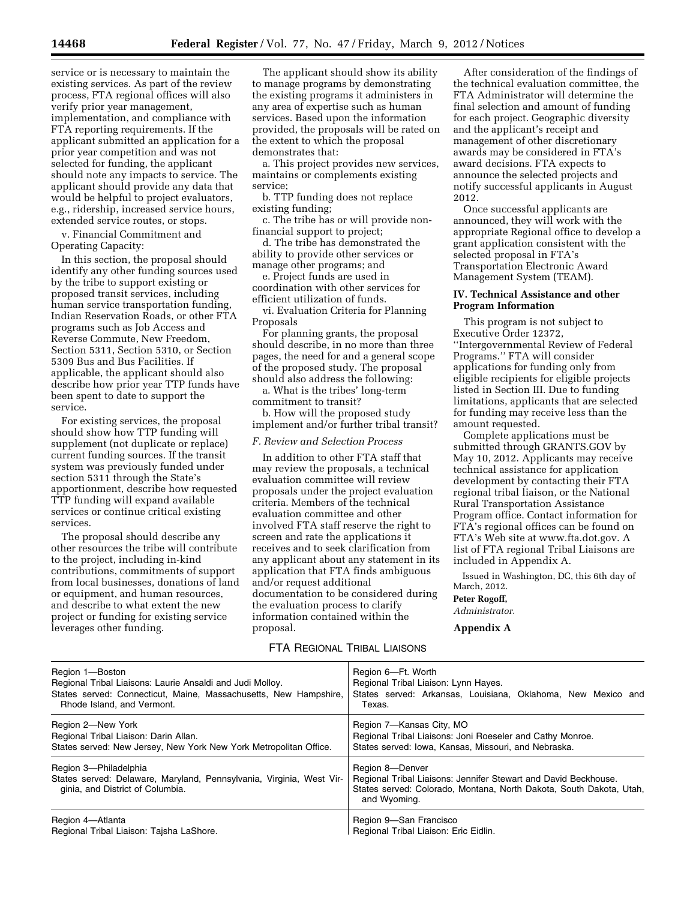service or is necessary to maintain the existing services. As part of the review process, FTA regional offices will also verify prior year management, implementation, and compliance with FTA reporting requirements. If the applicant submitted an application for a prior year competition and was not selected for funding, the applicant should note any impacts to service. The applicant should provide any data that would be helpful to project evaluators, e.g., ridership, increased service hours, extended service routes, or stops.

v. Financial Commitment and Operating Capacity:

In this section, the proposal should identify any other funding sources used by the tribe to support existing or proposed transit services, including human service transportation funding, Indian Reservation Roads, or other FTA programs such as Job Access and Reverse Commute, New Freedom, Section 5311, Section 5310, or Section 5309 Bus and Bus Facilities. If applicable, the applicant should also describe how prior year TTP funds have been spent to date to support the service.

For existing services, the proposal should show how TTP funding will supplement (not duplicate or replace) current funding sources. If the transit system was previously funded under section 5311 through the State's apportionment, describe how requested TTP funding will expand available services or continue critical existing services.

The proposal should describe any other resources the tribe will contribute to the project, including in-kind contributions, commitments of support from local businesses, donations of land or equipment, and human resources, and describe to what extent the new project or funding for existing service leverages other funding.

The applicant should show its ability to manage programs by demonstrating the existing programs it administers in any area of expertise such as human services. Based upon the information provided, the proposals will be rated on the extent to which the proposal demonstrates that:

a. This project provides new services, maintains or complements existing service;

b. TTP funding does not replace existing funding;

c. The tribe has or will provide non-financial support to project;

d. The tribe has demonstrated the ability to provide other services or manage other programs; and

e. Project funds are used in coordination with other services for efficient utilization of funds.

vi. Evaluation Criteria for Planning Proposals

For planning grants, the proposal should describe, in no more than three pages, the need for and a general scope of the proposed study. The proposal should also address the following:

a. What is the tribes' long-term commitment to transit?

b. How will the proposed study implement and/or further tribal transit?

### *F. Review and Selection Process*

In addition to other FTA staff that may review the proposals, a technical evaluation committee will review proposals under the project evaluation criteria. Members of the technical evaluation committee and other involved FTA staff reserve the right to screen and rate the applications it receives and to seek clarification from any applicant about any statement in its application that FTA finds ambiguous and/or request additional documentation to be considered during the evaluation process to clarify information contained within the proposal.

After consideration of the findings of the technical evaluation committee, the FTA Administrator will determine the final selection and amount of funding for each project. Geographic diversity and the applicant's receipt and management of other discretionary awards may be considered in FTA's award decisions. FTA expects to announce the selected projects and notify successful applicants in August 2012.

Once successful applicants are announced, they will work with the appropriate Regional office to develop a grant application consistent with the selected proposal in FTA's Transportation Electronic Award Management System (TEAM).

## IV. Technical Assistance and other Program Information

This program is not subject to Executive Order 12372, "Intergovernmental Review of Federal Programs." FTA will consider applications for funding only from eligible recipients for eligible projects listed in Section III. Due to funding limitations, applicants that are selected for funding may receive less than the amount requested.

Complete applications must be submitted through GRANTS.GOV by May 10, 2012. Applicants may receive technical assistance for application development by contacting their FTA regional tribal liaison, or the National Rural Transportation Assistance Program office. Contact information for FTA's regional offices can be found on FTA's Web site at www.fta.dot.gov. A list of FTA regional Tribal Liaisons are included in Appendix A.

Issued in Washington, DC, this 6th day of March, 2012.

**Peter Rogoff,**

*Administrator.*

## Appendix A

FTA REGIONAL TRIBAL LIAISONS

| | |
|---|---|
| Region 1—Boston<br>Regional Tribal Liaisons: Laurie Ansaldi and Judi Molloy.<br>States served: Connecticut, Maine, Massachusetts, New Hampshire, Rhode Island, and Vermont. | Region 6—Ft. Worth<br>Regional Tribal Liaison: Lynn Hayes.<br>States served: Arkansas, Louisiana, Oklahoma, New Mexico and Texas. |
| Region 2—New York<br>Regional Tribal Liaison: Darin Allan.<br>States served: New Jersey, New York New York Metropolitan Office. | Region 7—Kansas City, MO<br>Regional Tribal Liaisons: Joni Roeseler and Cathy Monroe.<br>States served: Iowa, Kansas, Missouri, and Nebraska. |
| Region 3—Philadelphia<br>States served: Delaware, Maryland, Pennsylvania, Virginia, West Virginia, and District of Columbia. | Region 8—Denver<br>Regional Tribal Liaisons: Jennifer Stewart and David Beckhouse.<br>States served: Colorado, Montana, North Dakota, South Dakota, Utah, and Wyoming. |
| Region 4—Atlanta<br>Regional Tribal Liaison: Tajsha LaShore. | Region 9—San Francisco<br>Regional Tribal Liaison: Eric Eidlin. |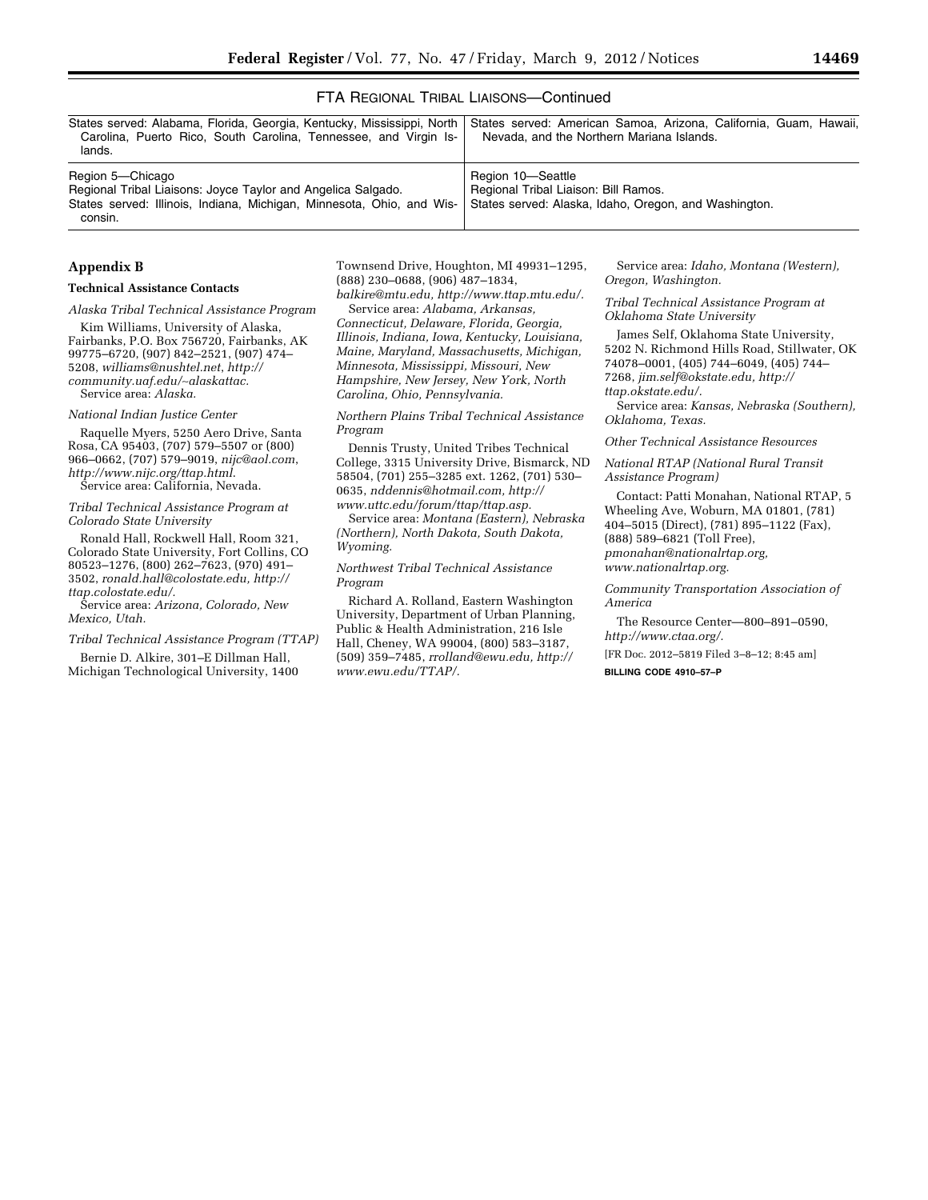FTA REGIONAL TRIBAL LIAISONS—Continued

| | |
|---|---|
| States served: Alabama, Florida, Georgia, Kentucky, Mississippi, North Carolina, Puerto Rico, South Carolina, Tennessee, and Virgin Islands. | States served: American Samoa, Arizona, California, Guam, Hawaii, Nevada, and the Northern Mariana Islands. |
| Region 5—Chicago<br>Regional Tribal Liaisons: Joyce Taylor and Angelica Salgado.<br>States served: Illinois, Indiana, Michigan, Minnesota, Ohio, and Wisconsin. | Region 10—Seattle<br>Regional Tribal Liaison: Bill Ramos.<br>States served: Alaska, Idaho, Oregon, and Washington. |

## Appendix B

### Technical Assistance Contacts

*Alaska Tribal Technical Assistance Program*

Kim Williams, University of Alaska, Fairbanks, P.O. Box 756720, Fairbanks, AK 99775–6720, (907) 842–2521, (907) 474–5208, *williams@nushtel.net, http://community.uaf.edu/~alaskattac.*

Service area: *Alaska.*

*National Indian Justice Center*

Raquelle Myers, 5250 Aero Drive, Santa Rosa, CA 95403, (707) 579–5507 or (800) 966–0662, (707) 579–9019, *nijc@aol.com, http://www.nijc.org/ttap.html.*

Service area: California, Nevada.

*Tribal Technical Assistance Program at Colorado State University*

Ronald Hall, Rockwell Hall, Room 321, Colorado State University, Fort Collins, CO 80523–1276, (800) 262–7623, (970) 491–3502, *ronald.hall@colostate.edu, http://ttap.colostate.edu/.*

Service area: *Arizona, Colorado, New Mexico, Utah.*

*Tribal Technical Assistance Program (TTAP)*

Bernie D. Alkire, 301–E Dillman Hall, Michigan Technological University, 1400 Townsend Drive, Houghton, MI 49931–1295, (888) 230–0688, (906) 487–1834, *balkire@mtu.edu, http://www.ttap.mtu.edu/.*

Service area: *Alabama, Arkansas, Connecticut, Delaware, Florida, Georgia, Illinois, Indiana, Iowa, Kentucky, Louisiana, Maine, Maryland, Massachusetts, Michigan, Minnesota, Mississippi, Missouri, New Hampshire, New Jersey, New York, North Carolina, Ohio, Pennsylvania.*

*Northern Plains Tribal Technical Assistance Program*

Dennis Trusty, United Tribes Technical College, 3315 University Drive, Bismarck, ND 58504, (701) 255–3285 ext. 1262, (701) 530–0635, *nddennis@hotmail.com, http://www.uttc.edu/forum/ttap/ttap.asp.*

Service area: *Montana (Eastern), Nebraska (Northern), North Dakota, South Dakota, Wyoming.*

*Northwest Tribal Technical Assistance Program*

Richard A. Rolland, Eastern Washington University, Department of Urban Planning, Public & Health Administration, 216 Isle Hall, Cheney, WA 99004, (800) 583–3187, (509) 359–7485, *rrolland@ewu.edu, http://www.ewu.edu/TTAP/.*

Service area: *Idaho, Montana (Western), Oregon, Washington.*

*Tribal Technical Assistance Program at Oklahoma State University*

James Self, Oklahoma State University, 5202 N. Richmond Hills Road, Stillwater, OK 74078–0001, (405) 744–6049, (405) 744–7268, *jim.self@okstate.edu, http://ttap.okstate.edu/.*

Service area: *Kansas, Nebraska (Southern), Oklahoma, Texas.*

*Other Technical Assistance Resources*

*National RTAP (National Rural Transit Assistance Program)*

Contact: Patti Monahan, National RTAP, 5 Wheeling Ave, Woburn, MA 01801, (781) 404–5015 (Direct), (781) 895–1122 (Fax), (888) 589–6821 (Toll Free), *pmonahan@nationalrtap.org, www.nationalrtap.org.*

*Community Transportation Association of America*

The Resource Center—800–891–0590, *http://www.ctaa.org/.*

[FR Doc. 2012–5819 Filed 3–8–12; 8:45 am]

**BILLING CODE 4910–57–P**